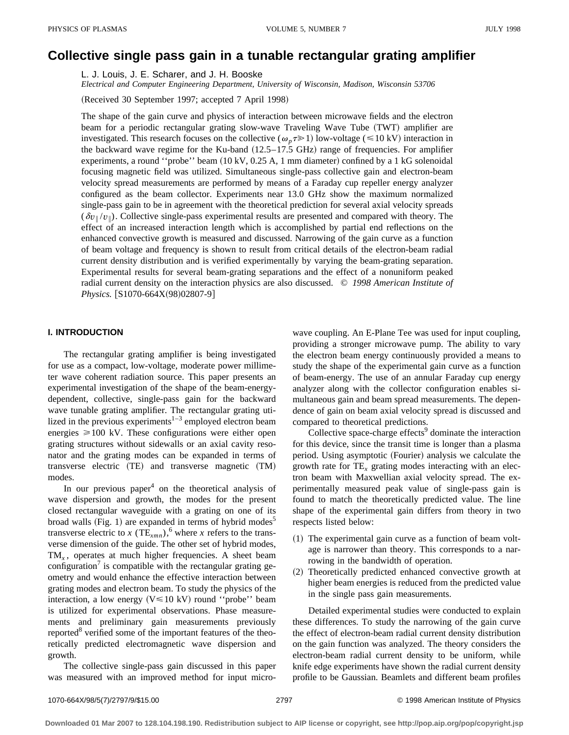# Collective single pass gain in a tunable rectangular grating amplifier

L. J. Louis, J. E. Scharer, and J. H. Booske

*Electrical and Computer Engineering Department, University of Wisconsin, Madison, Wisconsin 53706*

(Received 30 September 1997; accepted 7 April 1998)

The shape of the gain curve and physics of interaction between microwave fields and the electron beam for a periodic rectangular grating slow-wave Traveling Wave Tube (TWT) amplifier are investigated. This research focuses on the collective ($\omega_p \tau \gg 1$) low-voltage ($\leqslant 10$ kV) interaction in the backward wave regime for the Ku-band (12.5–17.5 GHz) range of frequencies. For amplifier experiments, a round ''probe'' beam (10 kV, 0.25 A, 1 mm diameter) confined by a 1 kG solenoidal focusing magnetic field was utilized. Simultaneous single-pass collective gain and electron-beam velocity spread measurements are performed by means of a Faraday cup repeller energy analyzer configured as the beam collector. Experiments near 13.0 GHz show the maximum normalized single-pass gain to be in agreement with the theoretical prediction for several axial velocity spreads ($\delta v_\parallel / v_\parallel$). Collective single-pass experimental results are presented and compared with theory. The effect of an increased interaction length which is accomplished by partial end reflections on the enhanced convective growth is measured and discussed. Narrowing of the gain curve as a function of beam voltage and frequency is shown to result from critical details of the electron-beam radial current density distribution and is verified experimentally by varying the beam-grating separation. Experimental results for several beam-grating separations and the effect of a nonuniform peaked radial current density on the interaction physics are also discussed. © *1998 American Institute of Physics.* [S1070-664X(98)02807-9]

## I. INTRODUCTION

The rectangular grating amplifier is being investigated for use as a compact, low-voltage, moderate power millimeter wave coherent radiation source. This paper presents an experimental investigation of the shape of the beam-energy-dependent, collective, single-pass gain for the backward wave tunable grating amplifier. The rectangular grating utilized in the previous experiments[1–3] employed electron beam energies $\geqslant 100$ kV. These configurations were either open grating structures without sidewalls or an axial cavity resonator and the grating modes can be expanded in terms of transverse electric (TE) and transverse magnetic (TM) modes.

In our previous paper[4] on the theoretical analysis of wave dispersion and growth, the modes for the present closed rectangular waveguide with a grating on one of its broad walls (Fig. 1) are expanded in terms of hybrid modes[5] transverse electric to $x$ ($\mathrm{TE}_{xmn}$),[6] where $x$ refers to the transverse dimension of the guide. The other set of hybrid modes, $\mathrm{TM}_x$, operates at much higher frequencies. A sheet beam configuration[7] is compatible with the rectangular grating geometry and would enhance the effective interaction between grating modes and electron beam. To study the physics of the interaction, a low energy ($V \leqslant 10$ kV) round ''probe'' beam is utilized for experimental observations. Phase measurements and preliminary gain measurements previously reported[8] verified some of the important features of the theoretically predicted electromagnetic wave dispersion and growth.

The collective single-pass gain discussed in this paper was measured with an improved method for input microwave coupling. An E-Plane Tee was used for input coupling, providing a stronger microwave pump. The ability to vary the electron beam energy continuously provided a means to study the shape of the experimental gain curve as a function of beam-energy. The use of an annular Faraday cup energy analyzer along with the collector configuration enables simultaneous gain and beam spread measurements. The dependence of gain on beam axial velocity spread is discussed and compared to theoretical predictions.

Collective space-charge effects[9] dominate the interaction for this device, since the transit time is longer than a plasma period. Using asymptotic (Fourier) analysis we calculate the growth rate for $\mathrm{TE}_x$ grating modes interacting with an electron beam with Maxwellian axial velocity spread. The experimentally measured peak value of single-pass gain is found to match the theoretically predicted value. The line shape of the experimental gain differs from theory in two respects listed below:

(1) The experimental gain curve as a function of beam voltage is narrower than theory. This corresponds to a narrowing in the bandwidth of operation.
(2) Theoretically predicted enhanced convective growth at higher beam energies is reduced from the predicted value in the single pass gain measurements.

Detailed experimental studies were conducted to explain these differences. To study the narrowing of the gain curve the effect of electron-beam radial current density distribution on the gain function was analyzed. The theory considers the electron-beam radial current density to be uniform, while knife edge experiments have shown the radial current density profile to be Gaussian. Beamlets and different beam profiles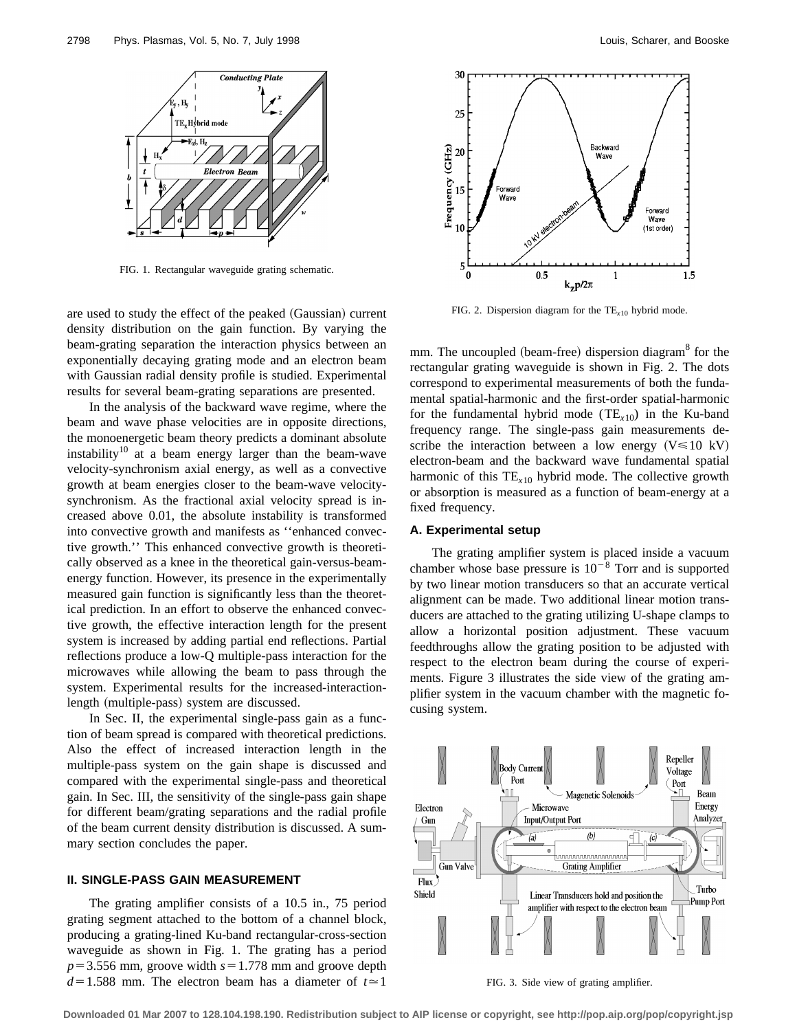FIG. 1. Rectangular waveguide grating schematic.

are used to study the effect of the peaked (Gaussian) current density distribution on the gain function. By varying the beam-grating separation the interaction physics between an exponentially decaying grating mode and an electron beam with Gaussian radial density profile is studied. Experimental results for several beam-grating separations are presented.

In the analysis of the backward wave regime, where the beam and wave phase velocities are in opposite directions, the monoenergetic beam theory predicts a dominant absolute instability[10] at a beam energy larger than the beam-wave velocity-synchronism axial energy, as well as a convective growth at beam energies closer to the beam-wave velocity-synchronism. As the fractional axial velocity spread is increased above 0.01, the absolute instability is transformed into convective growth and manifests as ''enhanced convective growth.'' This enhanced convective growth is theoretically observed as a knee in the theoretical gain-versus-beam-energy function. However, its presence in the experimentally measured gain function is significantly less than the theoretical prediction. In an effort to observe the enhanced convective growth, the effective interaction length for the present system is increased by adding partial end reflections. Partial reflections produce a low-Q multiple-pass interaction for the microwaves while allowing the beam to pass through the system. Experimental results for the increased-interaction-length (multiple-pass) system are discussed.

In Sec. II, the experimental single-pass gain as a function of beam spread is compared with theoretical predictions. Also the effect of increased interaction length in the multiple-pass system on the gain shape is discussed and compared with the experimental single-pass and theoretical gain. In Sec. III, the sensitivity of the single-pass gain shape for different beam/grating separations and the radial profile of the beam current density distribution is discussed. A summary section concludes the paper.

## II. SINGLE-PASS GAIN MEASUREMENT

The grating amplifier consists of a 10.5 in., 75 period grating segment attached to the bottom of a channel block, producing a grating-lined Ku-band rectangular-cross-section waveguide as shown in Fig. 1. The grating has a period $p = 3.556$ mm, groove width $s = 1.778$ mm and groove depth $d = 1.588$ mm. The electron beam has a diameter of $t \simeq 1$ mm. The uncoupled (beam-free) dispersion diagram[8] for the rectangular grating waveguide is shown in Fig. 2. The dots correspond to experimental measurements of both the fundamental spatial-harmonic and the first-order spatial-harmonic for the fundamental hybrid mode ($\mathrm{TE}_{x10}$) in the Ku-band frequency range. The single-pass gain measurements describe the interaction between a low energy ($V \leqslant 10$ kV) electron-beam and the backward wave fundamental spatial harmonic of this $\mathrm{TE}_{x10}$ hybrid mode. The collective growth or absorption is measured as a function of beam-energy at a fixed frequency.

FIG. 2. Dispersion diagram for the $\mathrm{TE}_{x10}$ hybrid mode.

### A. Experimental setup

The grating amplifier system is placed inside a vacuum chamber whose base pressure is $10^{-8}$ Torr and is supported by two linear motion transducers so that an accurate vertical alignment can be made. Two additional linear motion transducers are attached to the grating utilizing U-shape clamps to allow a horizontal position adjustment. These vacuum feedthroughs allow the grating position to be adjusted with respect to the electron beam during the course of experiments. Figure 3 illustrates the side view of the grating amplifier system in the vacuum chamber with the magnetic focusing system.

FIG. 3. Side view of grating amplifier.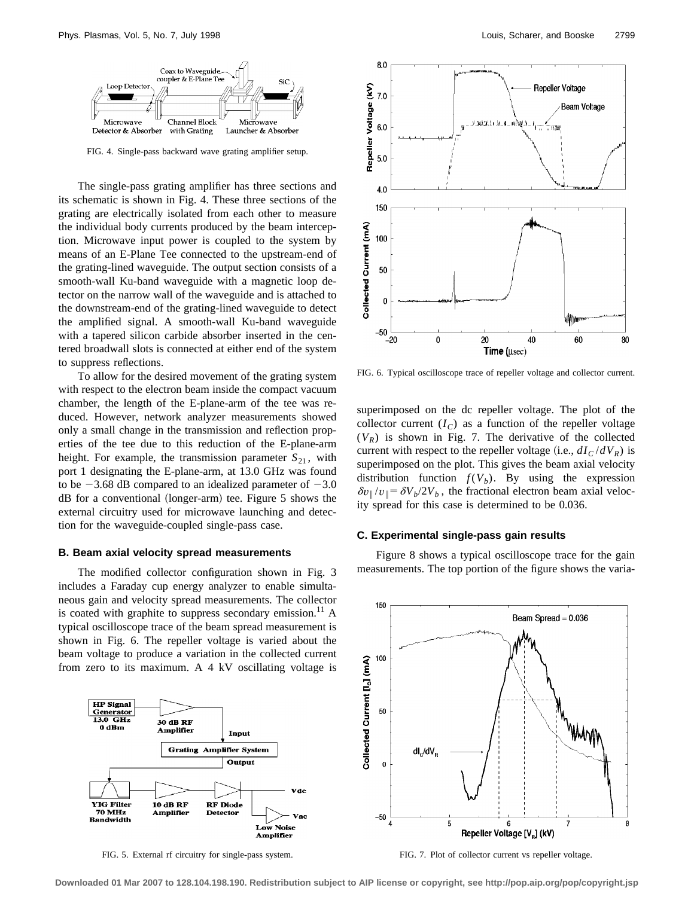FIG. 4. Single-pass backward wave grating amplifier setup.

The single-pass grating amplifier has three sections and its schematic is shown in Fig. 4. These three sections of the grating are electrically isolated from each other to measure the individual body currents produced by the beam interception. Microwave input power is coupled to the system by means of an E-Plane Tee connected to the upstream-end of the grating-lined waveguide. The output section consists of a smooth-wall Ku-band waveguide with a magnetic loop detector on the narrow wall of the waveguide and is attached to the downstream-end of the grating-lined waveguide to detect the amplified signal. A smooth-wall Ku-band waveguide with a tapered silicon carbide absorber inserted in the centered broadwall slots is connected at either end of the system to suppress reflections.

To allow for the desired movement of the grating system with respect to the electron beam inside the compact vacuum chamber, the length of the E-plane-arm of the tee was reduced. However, network analyzer measurements showed only a small change in the transmission and reflection properties of the tee due to this reduction of the E-plane-arm height. For example, the transmission parameter $S_{21}$, with port 1 designating the E-plane-arm, at 13.0 GHz was found to be $-3.68$ dB compared to an idealized parameter of $-3.0$ dB for a conventional (longer-arm) tee. Figure 5 shows the external circuitry used for microwave launching and detection for the waveguide-coupled single-pass case.

### B. Beam axial velocity spread measurements

The modified collector configuration shown in Fig. 3 includes a Faraday cup energy analyzer to enable simultaneous gain and velocity spread measurements. The collector is coated with graphite to suppress secondary emission.[11] A typical oscilloscope trace of the beam spread measurement is shown in Fig. 6. The repeller voltage is varied about the beam voltage to produce a variation in the collected current from zero to its maximum. A 4 kV oscillating voltage is superimposed on the dc repeller voltage. The plot of the collector current ($I_C$) as a function of the repeller voltage ($V_R$) is shown in Fig. 7. The derivative of the collected current with respect to the repeller voltage (i.e., $dI_C/dV_R$) is superimposed on the plot. This gives the beam axial velocity distribution function $f(V_b)$. By using the expression $\delta v_\parallel / v_\parallel = \delta V_b / 2V_b$, the fractional electron beam axial velocity spread for this case is determined to be 0.036.

FIG. 5. External rf circuitry for single-pass system.

FIG. 6. Typical oscilloscope trace of repeller voltage and collector current.

### C. Experimental single-pass gain results

Figure 8 shows a typical oscilloscope trace for the gain measurements. The top portion of the figure shows the varia-

FIG. 7. Plot of collector current vs repeller voltage.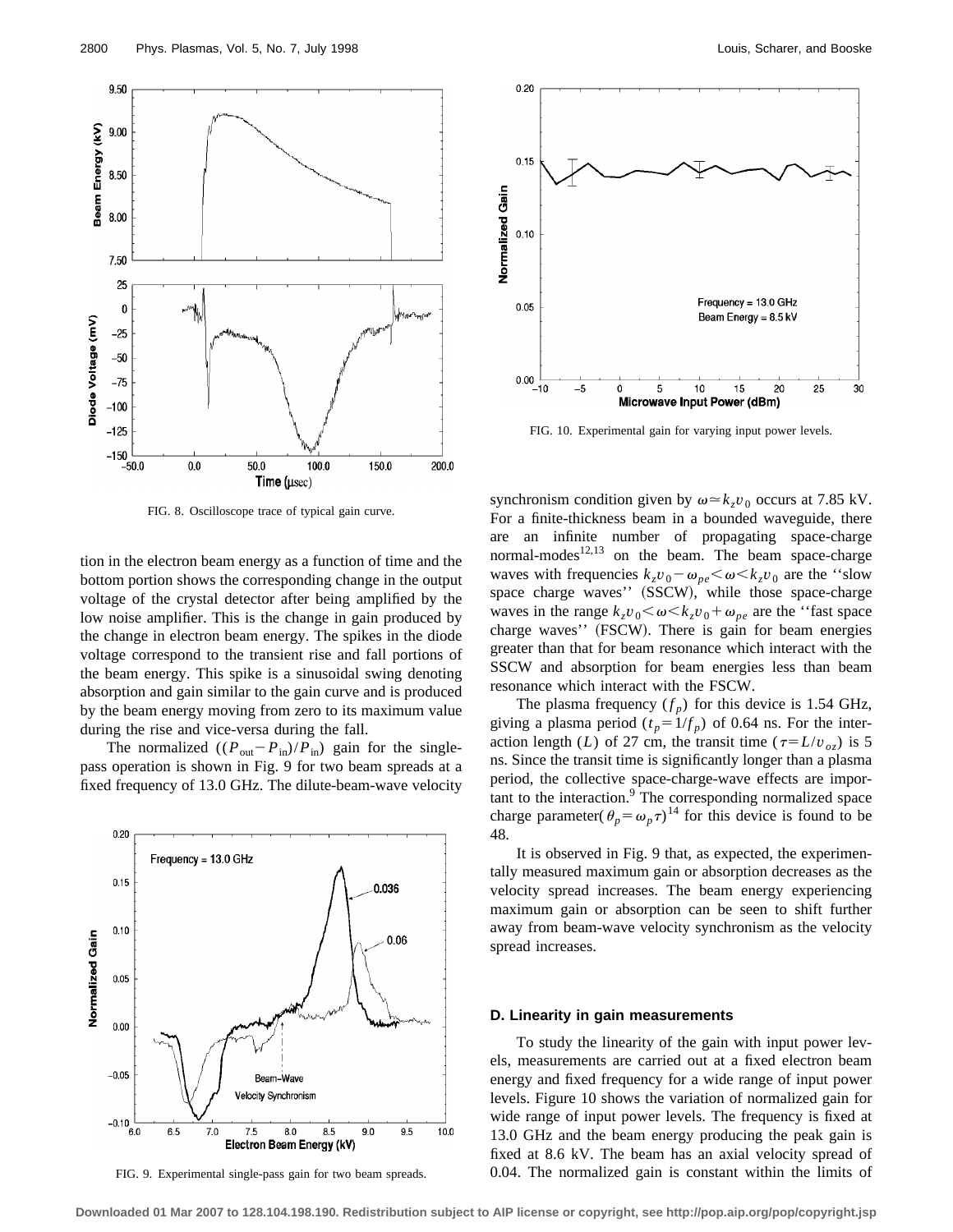FIG. 8. Oscilloscope trace of typical gain curve.

tion in the electron beam energy as a function of time and the bottom portion shows the corresponding change in the output voltage of the crystal detector after being amplified by the low noise amplifier. This is the change in gain produced by the change in electron beam energy. The spikes in the diode voltage correspond to the transient rise and fall portions of the beam energy. This spike is a sinusoidal swing denoting absorption and gain similar to the gain curve and is produced by the beam energy moving from zero to its maximum value during the rise and vice-versa during the fall.

The normalized $((P_{\text{out}}-P_{\text{in}})/P_{\text{in}})$ gain for the single-pass operation is shown in Fig. 9 for two beam spreads at a fixed frequency of 13.0 GHz. The dilute-beam-wave velocity synchronism condition given by $\omega \simeq k_z v_0$ occurs at 7.85 kV. For a finite-thickness beam in a bounded waveguide, there are an infinite number of propagating space-charge normal-modes[12,13] on the beam. The space-charge waves with frequencies $k_z v_0 - \omega_{pe} < \omega < k_z v_0$ are the "slow space charge waves" (SSCW), while those space-charge waves in the range $k_z v_0 < \omega < k_z v_0 + \omega_{pe}$ are the "fast space charge waves" (FSCW). There is gain for beam energies greater than that for beam resonance which interact with the SSCW and absorption for beam energies less than beam resonance which interact with the FSCW.

FIG. 9. Experimental single-pass gain for two beam spreads.

FIG. 10. Experimental gain for varying input power levels.

The plasma frequency ($f_p$) for this device is 1.54 GHz, giving a plasma period ($t_p = 1/f_p$) of 0.64 ns. For the interaction length ($L$) of 27 cm, the transit time ($\tau = L/v_{oz}$) is 5 ns. Since the transit time is significantly longer than a plasma period, the collective space-charge-wave effects are important to the interaction.[9] The corresponding normalized space charge parameter($\theta_p = \omega_p \tau$)[14] for this device is found to be 48.

It is observed in Fig. 9 that, as expected, the experimentally measured maximum gain or absorption decreases as the velocity spread increases. The beam energy experiencing maximum gain or absorption can be seen to shift further away from beam-wave velocity synchronism as the velocity spread increases.

### D. Linearity in gain measurements

To study the linearity of the gain with input power levels, measurements are carried out at a fixed electron beam energy and fixed frequency for a wide range of input power levels. Figure 10 shows the variation of normalized gain for wide range of input power levels. The frequency is fixed at 13.0 GHz and the beam energy producing the peak gain is fixed at 8.6 kV. The beam has an axial velocity spread of 0.04. The normalized gain is constant within the limits of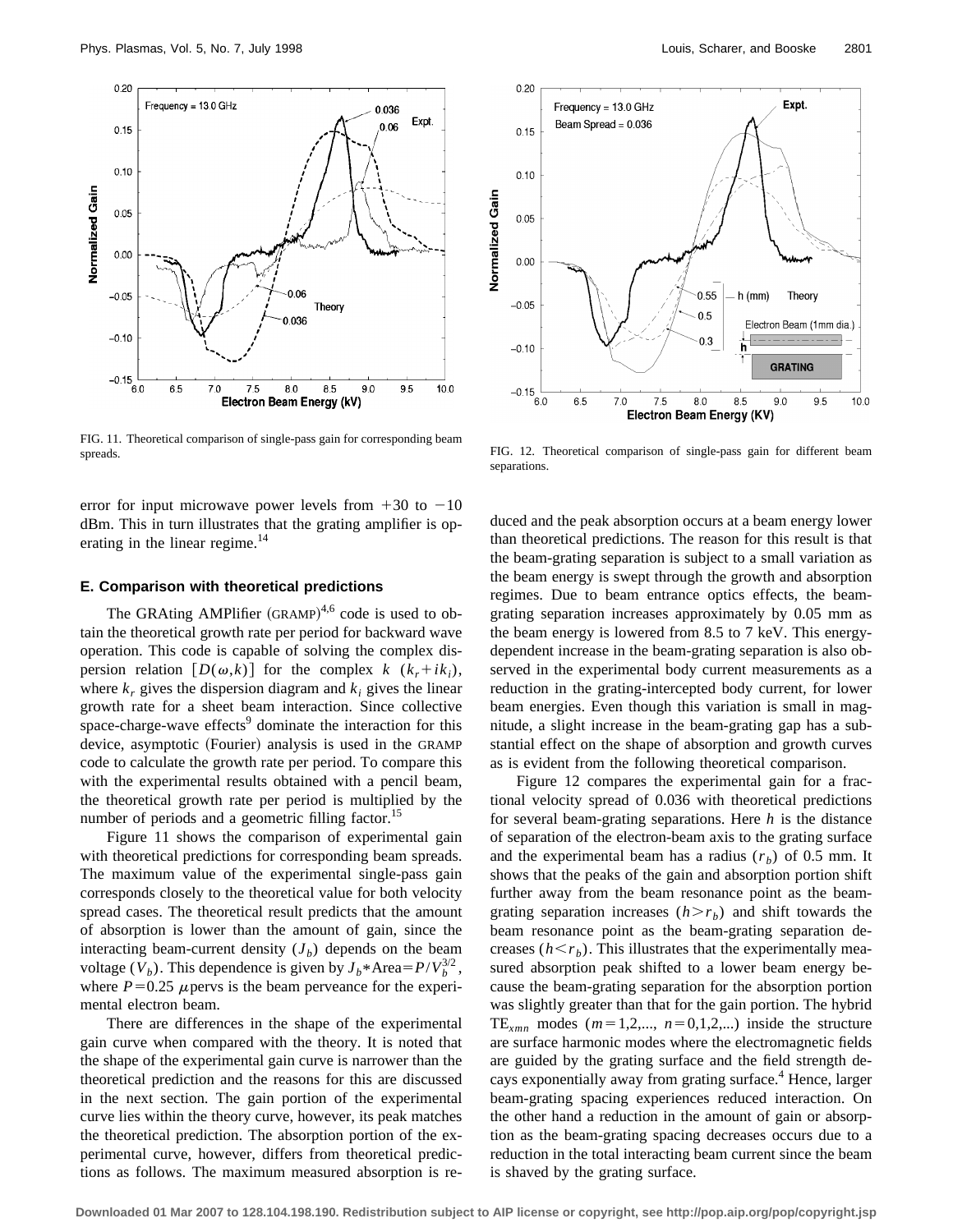FIG. 11. Theoretical comparison of single-pass gain for corresponding beam spreads.

FIG. 12. Theoretical comparison of single-pass gain for different beam separations.

error for input microwave power levels from +30 to −10 dBm. This in turn illustrates that the grating amplifier is operating in the linear regime.[14]

### E. Comparison with theoretical predictions

The GRAting AMPlifier (GRAMP)[4,6] code is used to obtain the theoretical growth rate per period for backward wave operation. This code is capable of solving the complex dispersion relation $[D(\omega,k)]$ for the complex $k$ $(k_r+ik_i)$, where $k_r$ gives the dispersion diagram and $k_i$ gives the linear growth rate for a sheet beam interaction. Since collective space-charge-wave effects[9] dominate the interaction for this device, asymptotic (Fourier) analysis is used in the GRAMP code to calculate the growth rate per period. To compare this with the experimental results obtained with a pencil beam, the theoretical growth rate per period is multiplied by the number of periods and a geometric filling factor.[15]

Figure 11 shows the comparison of experimental gain with theoretical predictions for corresponding beam spreads. The maximum value of the experimental single-pass gain corresponds closely to the theoretical value for both velocity spread cases. The theoretical result predicts that the amount of absorption is lower than the amount of gain, since the interacting beam-current density $(J_b)$ depends on the beam voltage $(V_b)$. This dependence is given by $J_b$*Area$=P/V_b^{3/2}$, where $P=0.25$ $\mu$pervs is the beam perveance for the experimental electron beam.

There are differences in the shape of the experimental gain curve when compared with the theory. It is noted that the shape of the experimental gain curve is narrower than the theoretical prediction and the reasons for this are discussed in the next section. The gain portion of the experimental curve lies within the theory curve, however, its peak matches the theoretical prediction. The absorption portion of the experimental curve, however, differs from theoretical predictions as follows. The maximum measured absorption is reduced and the peak absorption occurs at a beam energy lower than theoretical predictions. The reason for this result is that the beam-grating separation is subject to a small variation as the beam energy is swept through the growth and absorption regimes. Due to beam entrance optics effects, the beam-grating separation increases approximately by 0.05 mm as the beam energy is lowered from 8.5 to 7 keV. This energy-dependent increase in the beam-grating separation is also observed in the experimental body current measurements as a reduction in the grating-intercepted body current, for lower beam energies. Even though this variation is small in magnitude, a slight increase in the beam-grating gap has a substantial effect on the shape of absorption and growth curves as is evident from the following theoretical comparison.

Figure 12 compares the experimental gain for a fractional velocity spread of 0.036 with theoretical predictions for several beam-grating separations. Here $h$ is the distance of separation of the electron-beam axis to the grating surface and the experimental beam has a radius $(r_b)$ of 0.5 mm. It shows that the peaks of the gain and absorption portion shift further away from the beam resonance point as the beam-grating separation increases $(h>r_b)$ and shift towards the beam resonance point as the beam-grating separation decreases $(h<r_b)$. This illustrates that the experimentally measured absorption peak shifted to a lower beam energy because the beam-grating separation for the absorption portion was slightly greater than that for the gain portion. The hybrid $\mathrm{TE}_{xmn}$ modes $(m=1,2,...,\ n=0,1,2,...)$ inside the structure are surface harmonic modes where the electromagnetic fields are guided by the grating surface and the field strength decays exponentially away from grating surface.[4] Hence, larger beam-grating spacing experiences reduced interaction. On the other hand a reduction in the amount of gain or absorption as the beam-grating spacing decreases occurs due to a reduction in the total interacting beam current since the beam is shaved by the grating surface.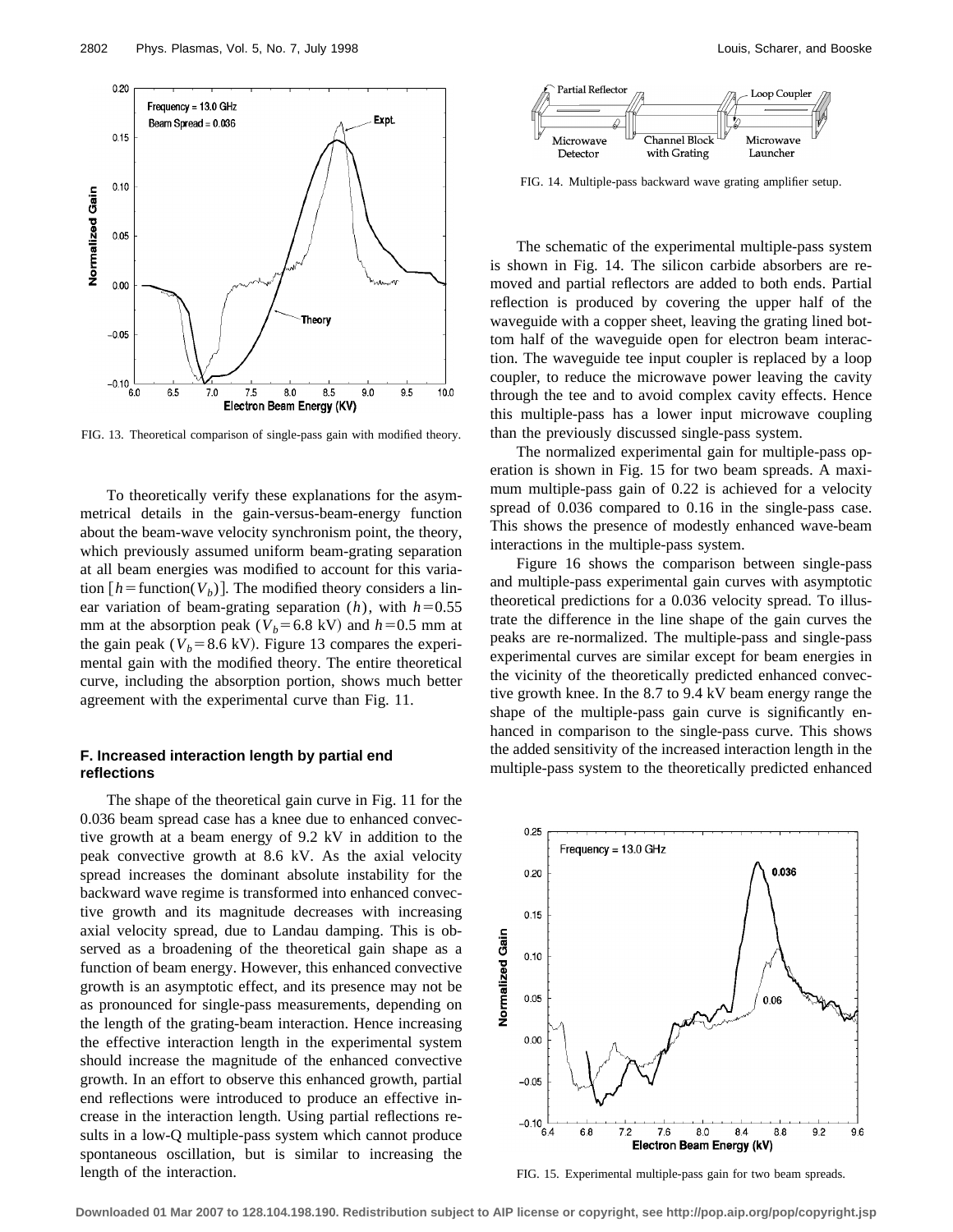FIG. 13. Theoretical comparison of single-pass gain with modified theory.

To theoretically verify these explanations for the asymmetrical details in the gain-versus-beam-energy function about the beam-wave velocity synchronism point, the theory, which previously assumed uniform beam-grating separation at all beam energies was modified to account for this variation [$h$ = function($V_b$)]. The modified theory considers a linear variation of beam-grating separation ($h$), with $h = 0.55$ mm at the absorption peak ($V_b = 6.8$ kV) and $h = 0.5$ mm at the gain peak ($V_b = 8.6$ kV). Figure 13 compares the experimental gain with the modified theory. The entire theoretical curve, including the absorption portion, shows much better agreement with the experimental curve than Fig. 11.

### F. Increased interaction length by partial end reflections

The shape of the theoretical gain curve in Fig. 11 for the 0.036 beam spread case has a knee due to enhanced convective growth at a beam energy of 9.2 kV in addition to the peak convective growth at 8.6 kV. As the axial velocity spread increases the dominant absolute instability for the backward wave regime is transformed into enhanced convective growth and its magnitude decreases with increasing axial velocity spread, due to Landau damping. This is observed as a broadening of the theoretical gain shape as a function of beam energy. However, this enhanced convective growth is an asymptotic effect, and its presence may not be as pronounced for single-pass measurements, depending on the length of the grating-beam interaction. Hence increasing the effective interaction length in the experimental system should increase the magnitude of the enhanced convective growth. In an effort to observe this enhanced growth, partial end reflections were introduced to produce an effective increase in the interaction length. Using partial reflections results in a low-Q multiple-pass system which cannot produce spontaneous oscillation, but is similar to increasing the length of the interaction.

FIG. 14. Multiple-pass backward wave grating amplifier setup.

The schematic of the experimental multiple-pass system is shown in Fig. 14. The silicon carbide absorbers are removed and partial reflectors are added to both ends. Partial reflection is produced by covering the upper half of the waveguide with a copper sheet, leaving the grating lined bottom half of the waveguide open for electron beam interaction. The waveguide tee input coupler is replaced by a loop coupler, to reduce the microwave power leaving the cavity through the tee and to avoid complex cavity effects. Hence this multiple-pass has a lower input microwave coupling than the previously discussed single-pass system.

The normalized experimental gain for multiple-pass operation is shown in Fig. 15 for two beam spreads. A maximum multiple-pass gain of 0.22 is achieved for a velocity spread of 0.036 compared to 0.16 in the single-pass case. This shows the presence of modestly enhanced wave-beam interactions in the multiple-pass system.

Figure 16 shows the comparison between single-pass and multiple-pass experimental gain curves with asymptotic theoretical predictions for a 0.036 velocity spread. To illustrate the difference in the line shape of the gain curves the peaks are re-normalized. The multiple-pass and single-pass experimental curves are similar except for beam energies in the vicinity of the theoretically predicted enhanced convective growth knee. In the 8.7 to 9.4 kV beam energy range the shape of the multiple-pass gain curve is significantly enhanced in comparison to the single-pass curve. This shows the added sensitivity of the increased interaction length in the multiple-pass system to the theoretically predicted enhanced

FIG. 15. Experimental multiple-pass gain for two beam spreads.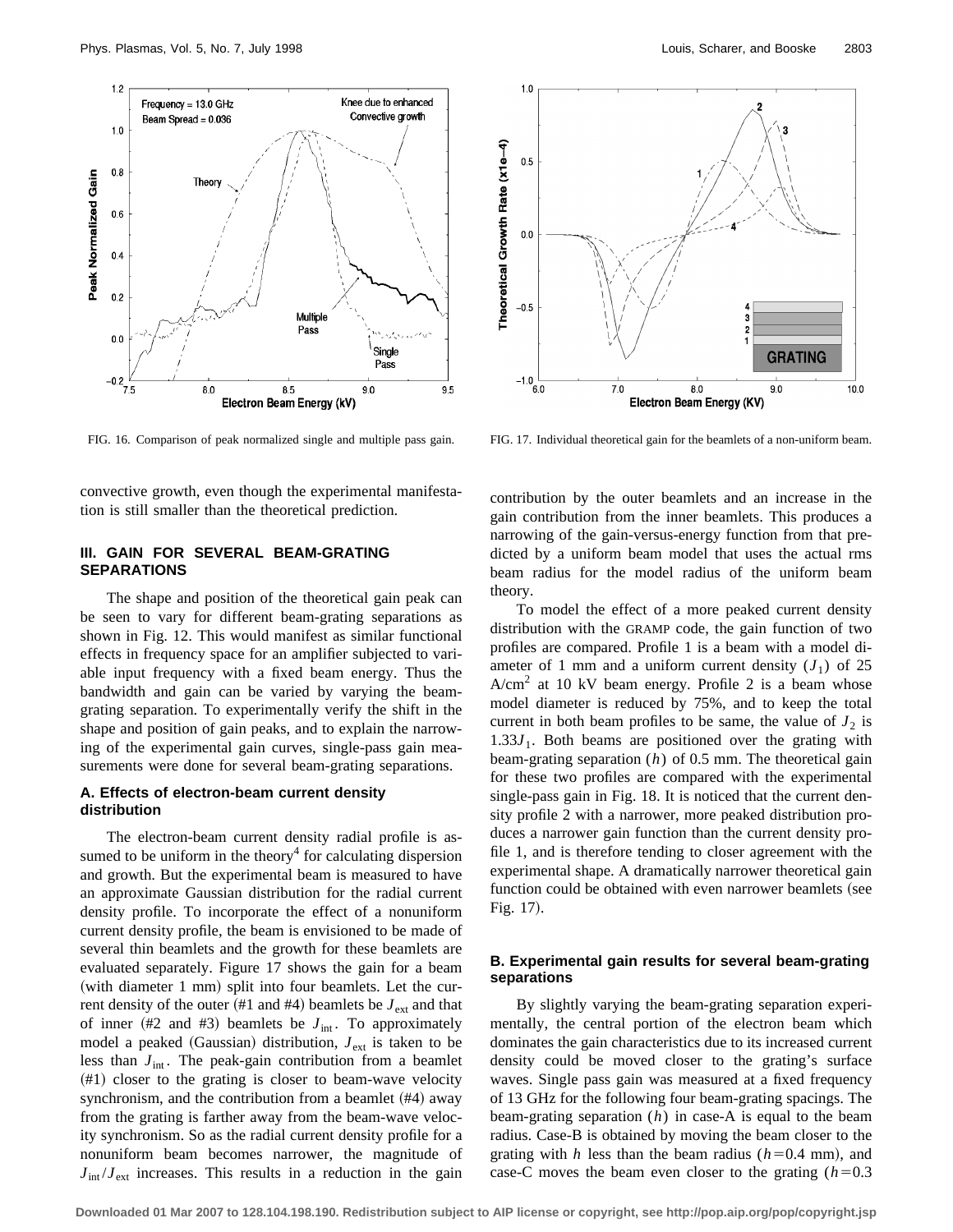FIG. 16. Comparison of peak normalized single and multiple pass gain.

FIG. 17. Individual theoretical gain for the beamlets of a non-uniform beam.

convective growth, even though the experimental manifestation is still smaller than the theoretical prediction.

## III. GAIN FOR SEVERAL BEAM-GRATING SEPARATIONS

The shape and position of the theoretical gain peak can be seen to vary for different beam-grating separations as shown in Fig. 12. This would manifest as similar functional effects in frequency space for an amplifier subjected to variable input frequency with a fixed beam energy. Thus the bandwidth and gain can be varied by varying the beam-grating separation. To experimentally verify the shift in the shape and position of gain peaks, and to explain the narrowing of the experimental gain curves, single-pass gain measurements were done for several beam-grating separations.

### A. Effects of electron-beam current density distribution

The electron-beam current density radial profile is assumed to be uniform in the theory[4] for calculating dispersion and growth. But the experimental beam is measured to have an approximate Gaussian distribution for the radial current density profile. To incorporate the effect of a nonuniform current density profile, the beam is envisioned to be made of several thin beamlets and the growth for these beamlets are evaluated separately. Figure 17 shows the gain for a beam (with diameter 1 mm) split into four beamlets. Let the current density of the outer (#1 and #4) beamlets be $J_{\text{ext}}$ and that of inner (#2 and #3) beamlets be $J_{\text{int}}$. To approximately model a peaked (Gaussian) distribution, $J_{\text{ext}}$ is taken to be less than $J_{\text{int}}$. The peak-gain contribution from a beamlet (#1) closer to the grating is closer to beam-wave velocity synchronism, and the contribution from a beamlet (#4) away from the grating is farther away from the beam-wave velocity synchronism. So as the radial current density profile for a nonuniform beam becomes narrower, the magnitude of $J_{\text{int}}/J_{\text{ext}}$ increases. This results in a reduction in the gain contribution by the outer beamlets and an increase in the gain contribution from the inner beamlets. This produces a narrowing of the gain-versus-energy function from that predicted by a uniform beam model that uses the actual rms beam radius for the model radius of the uniform beam theory.

To model the effect of a more peaked current density distribution with the GRAMP code, the gain function of two profiles are compared. Profile 1 is a beam with a model diameter of 1 mm and a uniform current density ($J_1$) of 25 A/cm$^2$ at 10 kV beam energy. Profile 2 is a beam whose model diameter is reduced by 75%, and to keep the total current in both beam profiles to be same, the value of $J_2$ is $1.33J_1$. Both beams are positioned over the grating with beam-grating separation ($h$) of 0.5 mm. The theoretical gain for these two profiles are compared with the experimental single-pass gain in Fig. 18. It is noticed that the current density profile 2 with a narrower, more peaked distribution produces a narrower gain function than the current density profile 1, and is therefore tending to closer agreement with the experimental shape. A dramatically narrower theoretical gain function could be obtained with even narrower beamlets (see Fig. 17).

### B. Experimental gain results for several beam-grating separations

By slightly varying the beam-grating separation experimentally, the central portion of the electron beam which dominates the gain characteristics due to its increased current density could be moved closer to the grating's surface waves. Single pass gain was measured at a fixed frequency of 13 GHz for the following four beam-grating spacings. The beam-grating separation ($h$) in case-A is equal to the beam radius. Case-B is obtained by moving the beam closer to the grating with $h$ less than the beam radius ($h=0.4$ mm), and case-C moves the beam even closer to the grating ($h=0.3$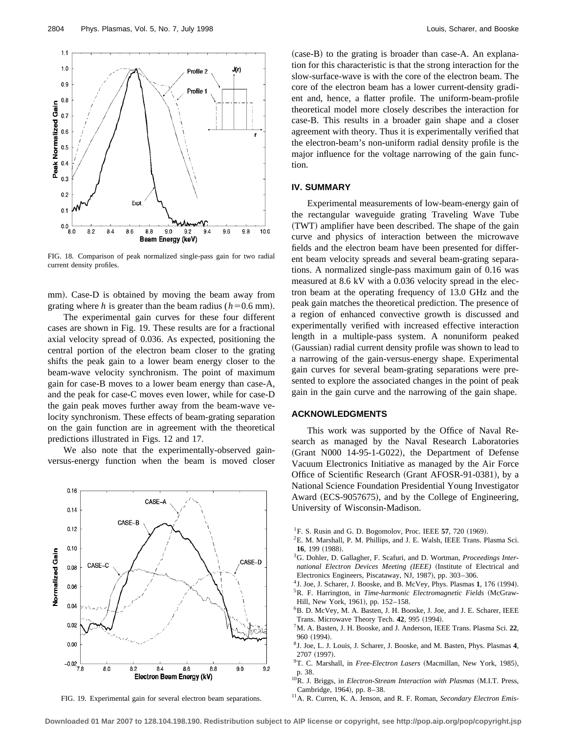FIG. 18. Comparison of peak normalized single-pass gain for two radial current density profiles.

mm). Case-D is obtained by moving the beam away from grating where $h$ is greater than the beam radius ($h=0.6$ mm).

The experimental gain curves for these four different cases are shown in Fig. 19. These results are for a fractional axial velocity spread of 0.036. As expected, positioning the central portion of the electron beam closer to the grating shifts the peak gain to a lower beam energy closer to the beam-wave velocity synchronism. The point of maximum gain for case-B moves to a lower beam energy than case-A, and the peak for case-C moves even lower, while for case-D the gain peak moves further away from the beam-wave velocity synchronism. These effects of beam-grating separation on the gain function are in agreement with the theoretical predictions illustrated in Figs. 12 and 17.

We also note that the experimentally-observed gain-versus-energy function when the beam is moved closer (case-B) to the grating is broader than case-A. An explanation for this characteristic is that the strong interaction for the slow-surface-wave is with the core of the electron beam. The core of the electron beam has a lower current-density gradient and, hence, a flatter profile. The uniform-beam-profile theoretical model more closely describes the interaction for case-B. This results in a broader gain shape and a closer agreement with theory. Thus it is experimentally verified that the electron-beam's non-uniform radial density profile is the major influence for the voltage narrowing of the gain function.

FIG. 19. Experimental gain for several electron beam separations.

## IV. SUMMARY

Experimental measurements of low-beam-energy gain of the rectangular waveguide grating Traveling Wave Tube (TWT) amplifier have been described. The shape of the gain curve and physics of interaction between the microwave fields and the electron beam have been presented for different beam velocity spreads and several beam-grating separations. A normalized single-pass maximum gain of 0.16 was measured at 8.6 kV with a 0.036 velocity spread in the electron beam at the operating frequency of 13.0 GHz and the peak gain matches the theoretical prediction. The presence of a region of enhanced convective growth is discussed and experimentally verified with increased effective interaction length in a multiple-pass system. A nonuniform peaked (Gaussian) radial current density profile was shown to lead to a narrowing of the gain-versus-energy shape. Experimental gain curves for several beam-grating separations were presented to explore the associated changes in the point of peak gain in the gain curve and the narrowing of the gain shape.

## ACKNOWLEDGMENTS

This work was supported by the Office of Naval Research as managed by the Naval Research Laboratories (Grant N000 14-95-1-G022), the Department of Defense Vacuum Electronics Initiative as managed by the Air Force Office of Scientific Research (Grant AFOSR-91-0381), by a National Science Foundation Presidential Young Investigator Award (ECS-9057675), and by the College of Engineering, University of Wisconsin-Madison.

[1] F. S. Rusin and G. D. Bogomolov, Proc. IEEE **57**, 720 (1969).
[2] E. M. Marshall, P. M. Phillips, and J. E. Walsh, IEEE Trans. Plasma Sci. **16**, 199 (1988).
[3] G. Dohler, D. Gallagher, F. Scafuri, and D. Wortman, *Proceedings International Electron Devices Meeting (IEEE)* (Institute of Electrical and Electronics Engineers, Piscataway, NJ, 1987), pp. 303–306.
[4] J. Joe, J. Scharer, J. Booske, and B. McVey, Phys. Plasmas **1**, 176 (1994).
[5] R. F. Harrington, in *Time-harmonic Electromagnetic Fields* (McGraw-Hill, New York, 1961), pp. 152–158.
[6] B. D. McVey, M. A. Basten, J. H. Booske, J. Joe, and J. E. Scharer, IEEE Trans. Microwave Theory Tech. **42**, 995 (1994).
[7] M. A. Basten, J. H. Booske, and J. Anderson, IEEE Trans. Plasma Sci. **22**, 960 (1994).
[8] J. Joe, L. J. Louis, J. Scharer, J. Booske, and M. Basten, Phys. Plasmas **4**, 2707 (1997).
[9] T. C. Marshall, in *Free-Electron Lasers* (Macmillan, New York, 1985), p. 38.
[10] R. J. Briggs, in *Electron-Stream Interaction with Plasmas* (M.I.T. Press, Cambridge, 1964), pp. 8–38.
[11] A. R. Curren, K. A. Jenson, and R. F. Roman, *Secondary Electron Emis-*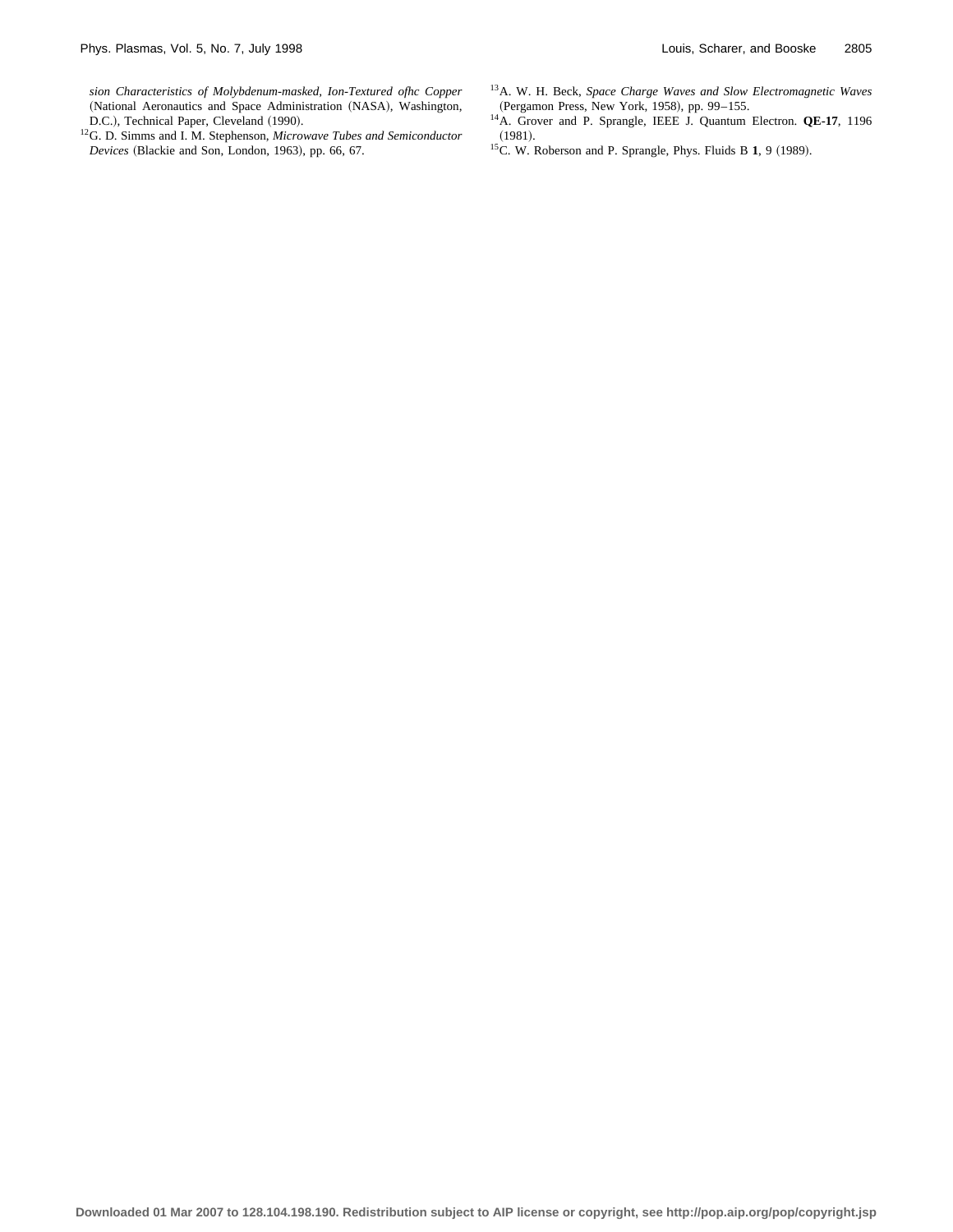*sion Characteristics of Molybdenum-masked, Ion-Textured ofhc Copper* (National Aeronautics and Space Administration (NASA), Washington, D.C.), Technical Paper, Cleveland (1990).

[12] G. D. Simms and I. M. Stephenson, *Microwave Tubes and Semiconductor Devices* (Blackie and Son, London, 1963), pp. 66, 67.

[13] A. W. H. Beck, *Space Charge Waves and Slow Electromagnetic Waves* (Pergamon Press, New York, 1958), pp. 99–155.

[14] A. Grover and P. Sprangle, IEEE J. Quantum Electron. **QE-17**, 1196 (1981).

[15] C. W. Roberson and P. Sprangle, Phys. Fluids B **1**, 9 (1989).